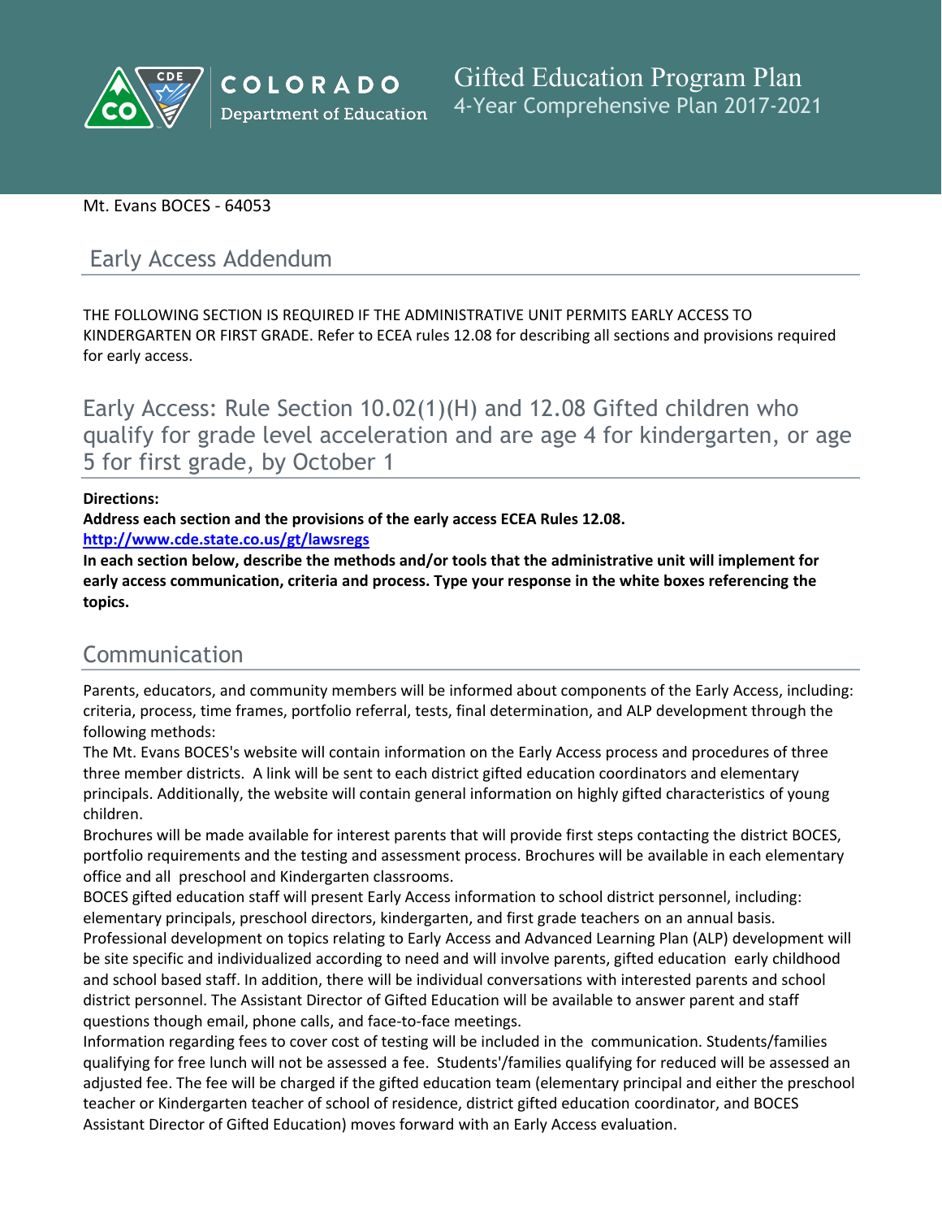# Gifted Education Program Plan

4-Year Comprehensive Plan 2017-2021

Mt. Evans BOCES - 64053

## Early Access Addendum

THE FOLLOWING SECTION IS REQUIRED IF THE ADMINISTRATIVE UNIT PERMITS EARLY ACCESS TO KINDERGARTEN OR FIRST GRADE. Refer to ECEA rules 12.08 for describing all sections and provisions required for early access.

## Early Access: Rule Section 10.02(1)(H) and 12.08 Gifted children who qualify for grade level acceleration and are age 4 for kindergarten, or age 5 for first grade, by October 1

**Directions:**

**Address each section and the provisions of the early access ECEA Rules 12.08.**

**http://www.cde.state.co.us/gt/lawsregs**

**In each section below, describe the methods and/or tools that the administrative unit will implement for early access communication, criteria and process. Type your response in the white boxes referencing the topics.**

## Communication

Parents, educators, and community members will be informed about components of the Early Access, including: criteria, process, time frames, portfolio referral, tests, final determination, and ALP development through the following methods:

The Mt. Evans BOCES's website will contain information on the Early Access process and procedures of three three member districts. A link will be sent to each district gifted education coordinators and elementary principals. Additionally, the website will contain general information on highly gifted characteristics of young children.

Brochures will be made available for interest parents that will provide first steps contacting the district BOCES, portfolio requirements and the testing and assessment process. Brochures will be available in each elementary office and all preschool and Kindergarten classrooms.

BOCES gifted education staff will present Early Access information to school district personnel, including: elementary principals, preschool directors, kindergarten, and first grade teachers on an annual basis.

Professional development on topics relating to Early Access and Advanced Learning Plan (ALP) development will be site specific and individualized according to need and will involve parents, gifted education early childhood and school based staff. In addition, there will be individual conversations with interested parents and school district personnel. The Assistant Director of Gifted Education will be available to answer parent and staff questions though email, phone calls, and face-to-face meetings.

Information regarding fees to cover cost of testing will be included in the communication. Students/families qualifying for free lunch will not be assessed a fee. Students'/families qualifying for reduced will be assessed an adjusted fee. The fee will be charged if the gifted education team (elementary principal and either the preschool teacher or Kindergarten teacher of school of residence, district gifted education coordinator, and BOCES Assistant Director of Gifted Education) moves forward with an Early Access evaluation.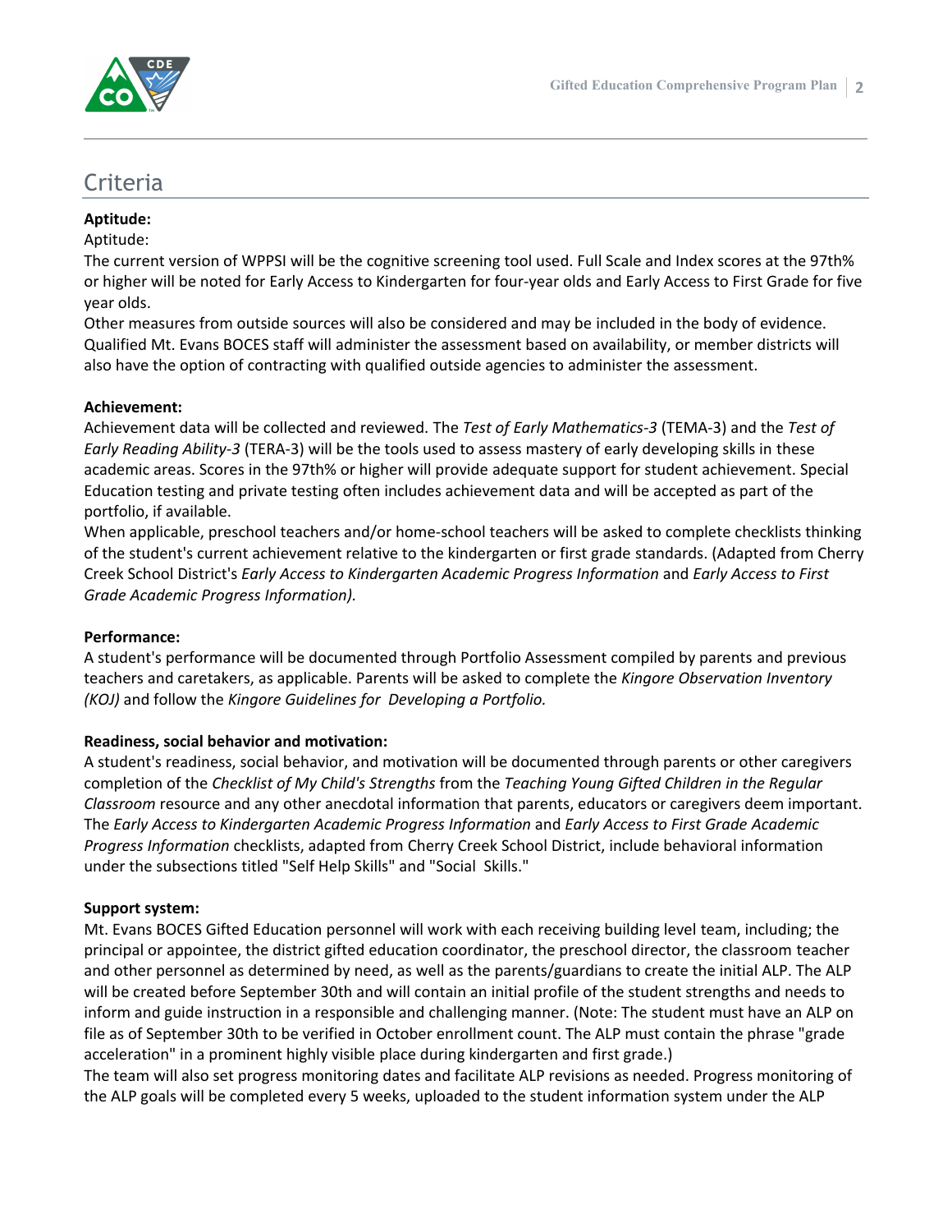## Criteria

**Aptitude:**

Aptitude:

The current version of WPPSI will be the cognitive screening tool used. Full Scale and Index scores at the 97th% or higher will be noted for Early Access to Kindergarten for four-year olds and Early Access to First Grade for five year olds.

Other measures from outside sources will also be considered and may be included in the body of evidence. Qualified Mt. Evans BOCES staff will administer the assessment based on availability, or member districts will also have the option of contracting with qualified outside agencies to administer the assessment.

**Achievement:**

Achievement data will be collected and reviewed. The *Test of Early Mathematics-3* (TEMA-3) and the *Test of Early Reading Ability-3* (TERA-3) will be the tools used to assess mastery of early developing skills in these academic areas. Scores in the 97th% or higher will provide adequate support for student achievement. Special Education testing and private testing often includes achievement data and will be accepted as part of the portfolio, if available.

When applicable, preschool teachers and/or home-school teachers will be asked to complete checklists thinking of the student's current achievement relative to the kindergarten or first grade standards. (Adapted from Cherry Creek School District's *Early Access to Kindergarten Academic Progress Information* and *Early Access to First Grade Academic Progress Information).*

**Performance:**

A student's performance will be documented through Portfolio Assessment compiled by parents and previous teachers and caretakers, as applicable. Parents will be asked to complete the *Kingore Observation Inventory (KOI)* and follow the *Kingore Guidelines for Developing a Portfolio.*

**Readiness, social behavior and motivation:**

A student's readiness, social behavior, and motivation will be documented through parents or other caregivers completion of the *Checklist of My Child's Strengths* from the *Teaching Young Gifted Children in the Regular Classroom* resource and any other anecdotal information that parents, educators or caregivers deem important. The *Early Access to Kindergarten Academic Progress Information* and *Early Access to First Grade Academic Progress Information* checklists, adapted from Cherry Creek School District, include behavioral information under the subsections titled "Self Help Skills" and "Social Skills."

**Support system:**

Mt. Evans BOCES Gifted Education personnel will work with each receiving building level team, including; the principal or appointee, the district gifted education coordinator, the preschool director, the classroom teacher and other personnel as determined by need, as well as the parents/guardians to create the initial ALP. The ALP will be created before September 30th and will contain an initial profile of the student strengths and needs to inform and guide instruction in a responsible and challenging manner. (Note: The student must have an ALP on file as of September 30th to be verified in October enrollment count. The ALP must contain the phrase "grade acceleration" in a prominent highly visible place during kindergarten and first grade.)

The team will also set progress monitoring dates and facilitate ALP revisions as needed. Progress monitoring of the ALP goals will be completed every 5 weeks, uploaded to the student information system under the ALP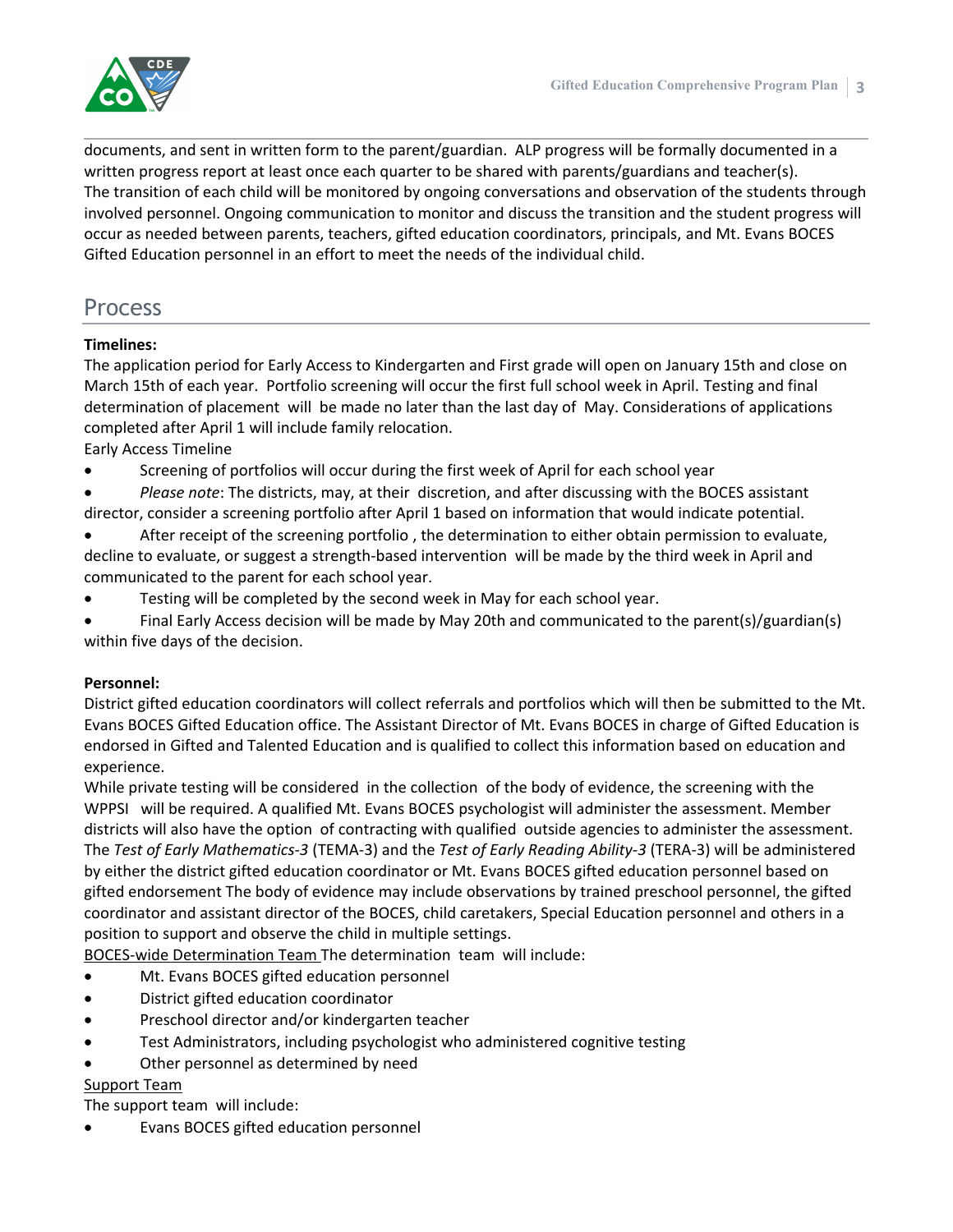documents, and sent in written form to the parent/guardian. ALP progress will be formally documented in a written progress report at least once each quarter to be shared with parents/guardians and teacher(s). The transition of each child will be monitored by ongoing conversations and observation of the students through involved personnel. Ongoing communication to monitor and discuss the transition and the student progress will occur as needed between parents, teachers, gifted education coordinators, principals, and Mt. Evans BOCES Gifted Education personnel in an effort to meet the needs of the individual child.

## Process

**Timelines:**
The application period for Early Access to Kindergarten and First grade will open on January 15th and close on March 15th of each year. Portfolio screening will occur the first full school week in April. Testing and final determination of placement will be made no later than the last day of May. Considerations of applications completed after April 1 will include family relocation.

Early Access Timeline

- Screening of portfolios will occur during the first week of April for each school year
- *Please note*: The districts, may, at their discretion, and after discussing with the BOCES assistant director, consider a screening portfolio after April 1 based on information that would indicate potential.
- After receipt of the screening portfolio , the determination to either obtain permission to evaluate, decline to evaluate, or suggest a strength-based intervention will be made by the third week in April and communicated to the parent for each school year.
- Testing will be completed by the second week in May for each school year.
- Final Early Access decision will be made by May 20th and communicated to the parent(s)/guardian(s) within five days of the decision.

**Personnel:**
District gifted education coordinators will collect referrals and portfolios which will then be submitted to the Mt. Evans BOCES Gifted Education office. The Assistant Director of Mt. Evans BOCES in charge of Gifted Education is endorsed in Gifted and Talented Education and is qualified to collect this information based on education and experience.

While private testing will be considered in the collection of the body of evidence, the screening with the WPPSI will be required. A qualified Mt. Evans BOCES psychologist will administer the assessment. Member districts will also have the option of contracting with qualified outside agencies to administer the assessment. The *Test of Early Mathematics-3* (TEMA-3) and the *Test of Early Reading Ability-3* (TERA-3) will be administered by either the district gifted education coordinator or Mt. Evans BOCES gifted education personnel based on gifted endorsement The body of evidence may include observations by trained preschool personnel, the gifted coordinator and assistant director of the BOCES, child caretakers, Special Education personnel and others in a position to support and observe the child in multiple settings.

BOCES-wide Determination Team The determination team will include:

- Mt. Evans BOCES gifted education personnel
- District gifted education coordinator
- Preschool director and/or kindergarten teacher
- Test Administrators, including psychologist who administered cognitive testing
- Other personnel as determined by need

Support Team

The support team will include:

- Evans BOCES gifted education personnel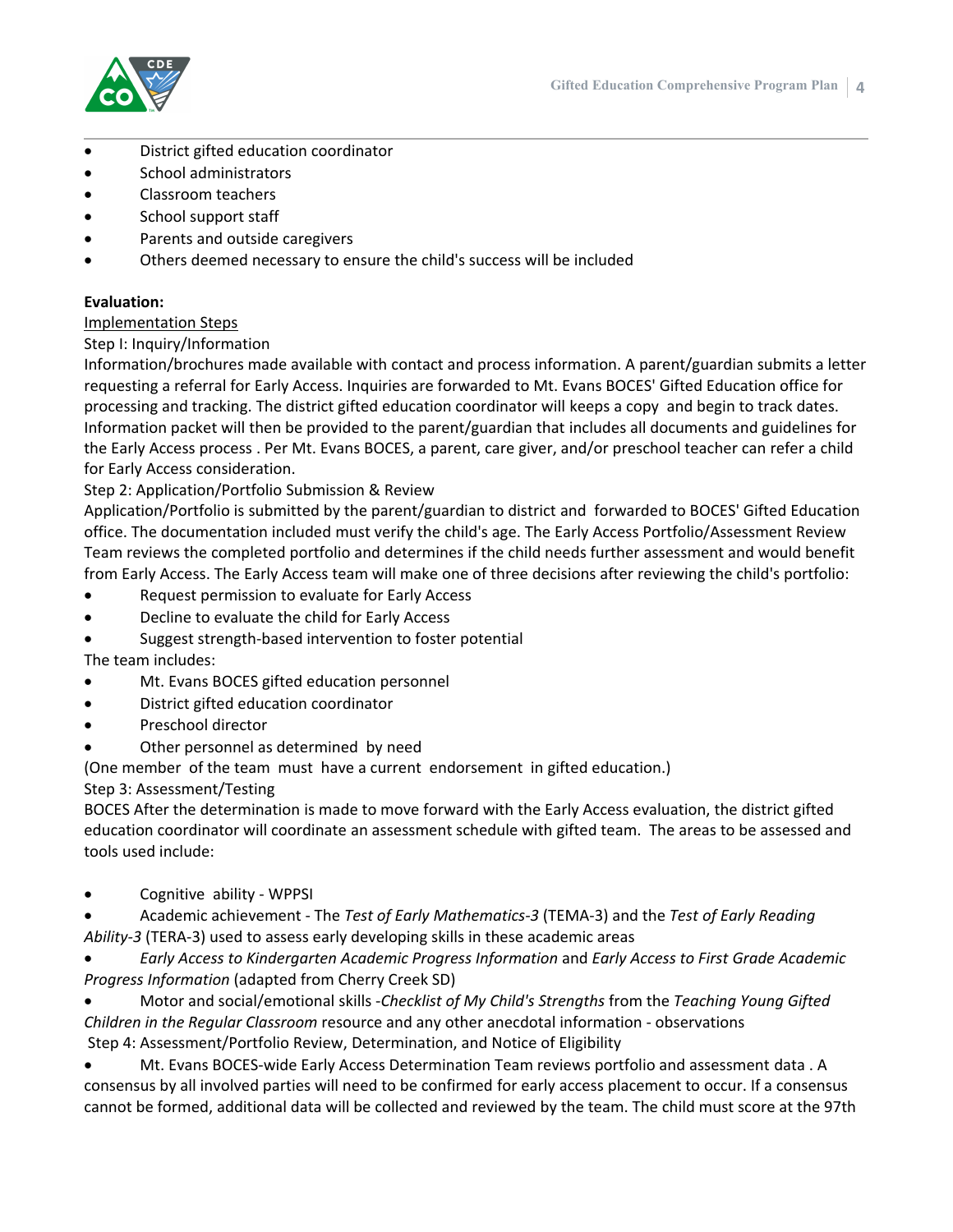- District gifted education coordinator
- School administrators
- Classroom teachers
- School support staff
- Parents and outside caregivers
- Others deemed necessary to ensure the child's success will be included

**Evaluation:**

Implementation Steps

Step I: Inquiry/Information

Information/brochures made available with contact and process information. A parent/guardian submits a letter requesting a referral for Early Access. Inquiries are forwarded to Mt. Evans BOCES' Gifted Education office for processing and tracking. The district gifted education coordinator will keeps a copy and begin to track dates. Information packet will then be provided to the parent/guardian that includes all documents and guidelines for the Early Access process . Per Mt. Evans BOCES, a parent, care giver, and/or preschool teacher can refer a child for Early Access consideration.

Step 2: Application/Portfolio Submission & Review

Application/Portfolio is submitted by the parent/guardian to district and forwarded to BOCES' Gifted Education office. The documentation included must verify the child's age. The Early Access Portfolio/Assessment Review Team reviews the completed portfolio and determines if the child needs further assessment and would benefit from Early Access. The Early Access team will make one of three decisions after reviewing the child's portfolio:

- Request permission to evaluate for Early Access
- Decline to evaluate the child for Early Access
- Suggest strength-based intervention to foster potential

The team includes:

- Mt. Evans BOCES gifted education personnel
- District gifted education coordinator
- Preschool director
- Other personnel as determined by need

(One member of the team must have a current endorsement in gifted education.)

Step 3: Assessment/Testing

BOCES After the determination is made to move forward with the Early Access evaluation, the district gifted education coordinator will coordinate an assessment schedule with gifted team. The areas to be assessed and tools used include:

- Cognitive ability - WPPSI
- Academic achievement - The *Test of Early Mathematics-3* (TEMA-3) and the *Test of Early Reading Ability-3* (TERA-3) used to assess early developing skills in these academic areas
- *Early Access to Kindergarten Academic Progress Information* and *Early Access to First Grade Academic Progress Information* (adapted from Cherry Creek SD)
- Motor and social/emotional skills -*Checklist of My Child's Strengths* from the *Teaching Young Gifted Children in the Regular Classroom* resource and any other anecdotal information - observations

Step 4: Assessment/Portfolio Review, Determination, and Notice of Eligibility

- Mt. Evans BOCES-wide Early Access Determination Team reviews portfolio and assessment data . A consensus by all involved parties will need to be confirmed for early access placement to occur. If a consensus cannot be formed, additional data will be collected and reviewed by the team. The child must score at the 97th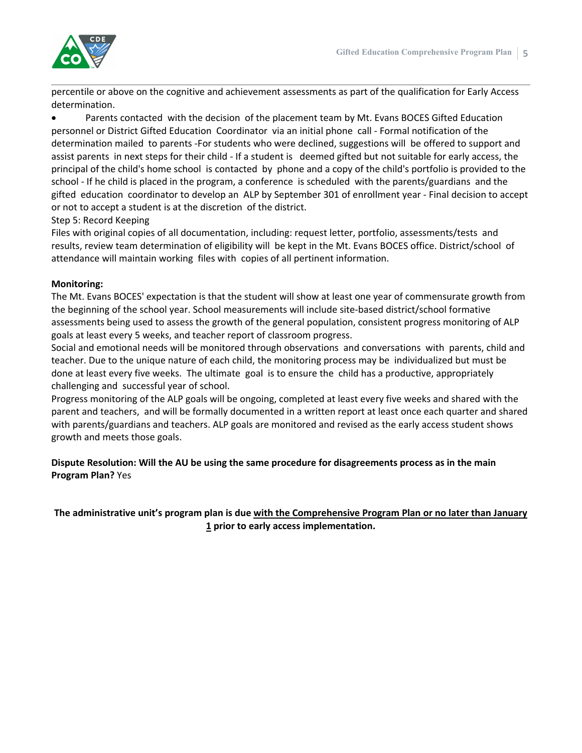percentile or above on the cognitive and achievement assessments as part of the qualification for Early Access determination.

- Parents contacted with the decision of the placement team by Mt. Evans BOCES Gifted Education personnel or District Gifted Education Coordinator via an initial phone call - Formal notification of the determination mailed to parents -For students who were declined, suggestions will be offered to support and assist parents in next steps for their child - If a student is deemed gifted but not suitable for early access, the principal of the child's home school is contacted by phone and a copy of the child's portfolio is provided to the school - If he child is placed in the program, a conference is scheduled with the parents/guardians and the gifted education coordinator to develop an ALP by September 301 of enrollment year - Final decision to accept or not to accept a student is at the discretion of the district.

Step 5: Record Keeping

Files with original copies of all documentation, including: request letter, portfolio, assessments/tests and results, review team determination of eligibility will be kept in the Mt. Evans BOCES office. District/school of attendance will maintain working files with copies of all pertinent information.

**Monitoring:**

The Mt. Evans BOCES' expectation is that the student will show at least one year of commensurate growth from the beginning of the school year. School measurements will include site-based district/school formative assessments being used to assess the growth of the general population, consistent progress monitoring of ALP goals at least every 5 weeks, and teacher report of classroom progress.

Social and emotional needs will be monitored through observations and conversations with parents, child and teacher. Due to the unique nature of each child, the monitoring process may be individualized but must be done at least every five weeks. The ultimate goal is to ensure the child has a productive, appropriately challenging and successful year of school.

Progress monitoring of the ALP goals will be ongoing, completed at least every five weeks and shared with the parent and teachers, and will be formally documented in a written report at least once each quarter and shared with parents/guardians and teachers. ALP goals are monitored and revised as the early access student shows growth and meets those goals.

**Dispute Resolution: Will the AU be using the same procedure for disagreements process as in the main Program Plan?** Yes

**The administrative unit's program plan is due <u>with the Comprehensive Program Plan or no later than January 1</u> prior to early access implementation.**